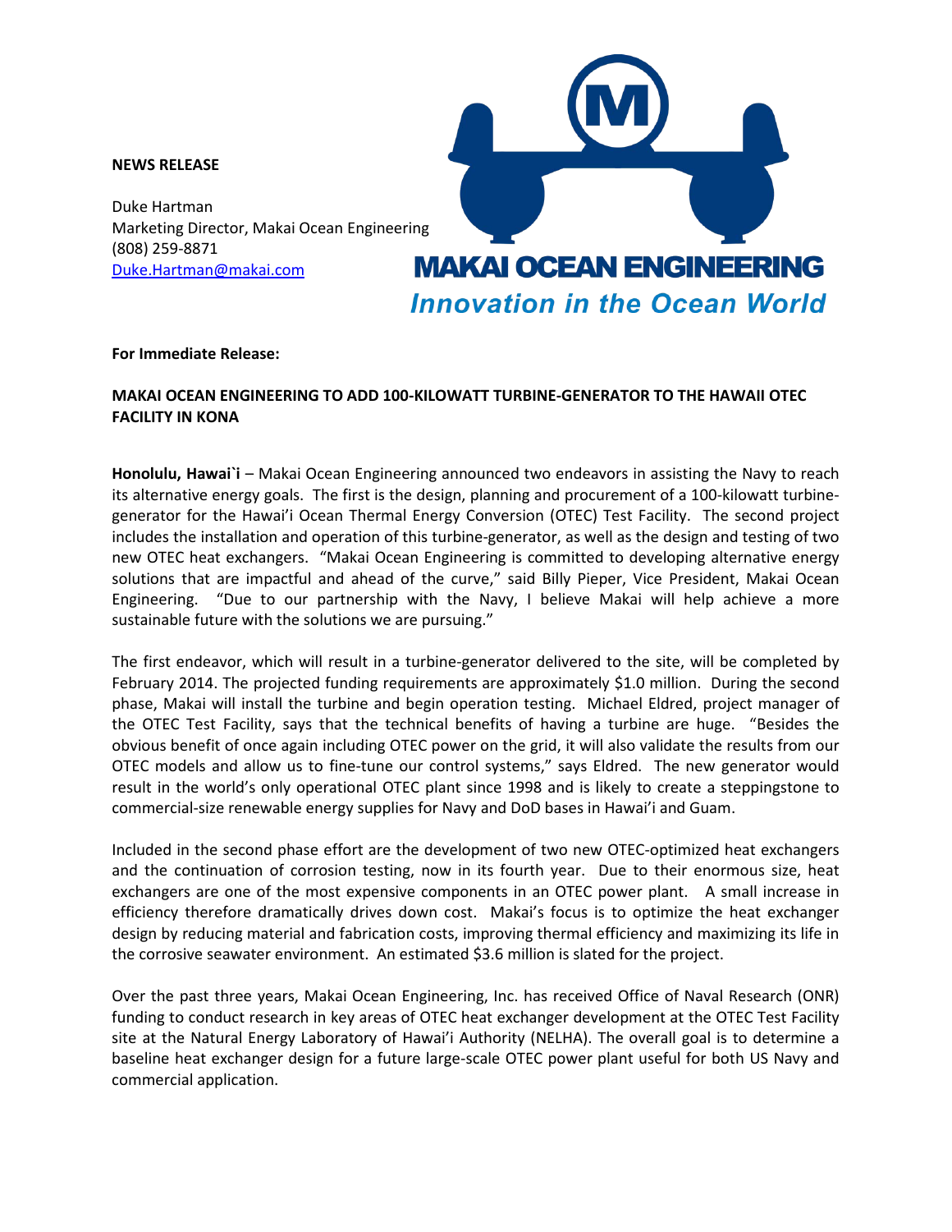**NEWS RELEASE**

Duke Hartman
Marketing Director, Makai Ocean Engineering
(808) 259-8871
[Duke.Hartman@makai.com](mailto:Duke.Hartman@makai.com)

MAKAI OCEAN ENGINEERING
*Innovation in the Ocean World*

**For Immediate Release:**

**MAKAI OCEAN ENGINEERING TO ADD 100-KILOWATT TURBINE-GENERATOR TO THE HAWAII OTEC FACILITY IN KONA**

**Honolulu, Hawai`i** – Makai Ocean Engineering announced two endeavors in assisting the Navy to reach its alternative energy goals. The first is the design, planning and procurement of a 100-kilowatt turbine-generator for the Hawai'i Ocean Thermal Energy Conversion (OTEC) Test Facility. The second project includes the installation and operation of this turbine-generator, as well as the design and testing of two new OTEC heat exchangers. "Makai Ocean Engineering is committed to developing alternative energy solutions that are impactful and ahead of the curve," said Billy Pieper, Vice President, Makai Ocean Engineering. "Due to our partnership with the Navy, I believe Makai will help achieve a more sustainable future with the solutions we are pursuing."

The first endeavor, which will result in a turbine-generator delivered to the site, will be completed by February 2014. The projected funding requirements are approximately $1.0 million. During the second phase, Makai will install the turbine and begin operation testing. Michael Eldred, project manager of the OTEC Test Facility, says that the technical benefits of having a turbine are huge. "Besides the obvious benefit of once again including OTEC power on the grid, it will also validate the results from our OTEC models and allow us to fine-tune our control systems," says Eldred. The new generator would result in the world's only operational OTEC plant since 1998 and is likely to create a steppingstone to commercial-size renewable energy supplies for Navy and DoD bases in Hawai'i and Guam.

Included in the second phase effort are the development of two new OTEC-optimized heat exchangers and the continuation of corrosion testing, now in its fourth year. Due to their enormous size, heat exchangers are one of the most expensive components in an OTEC power plant. A small increase in efficiency therefore dramatically drives down cost. Makai's focus is to optimize the heat exchanger design by reducing material and fabrication costs, improving thermal efficiency and maximizing its life in the corrosive seawater environment. An estimated $3.6 million is slated for the project.

Over the past three years, Makai Ocean Engineering, Inc. has received Office of Naval Research (ONR) funding to conduct research in key areas of OTEC heat exchanger development at the OTEC Test Facility site at the Natural Energy Laboratory of Hawai'i Authority (NELHA). The overall goal is to determine a baseline heat exchanger design for a future large-scale OTEC power plant useful for both US Navy and commercial application.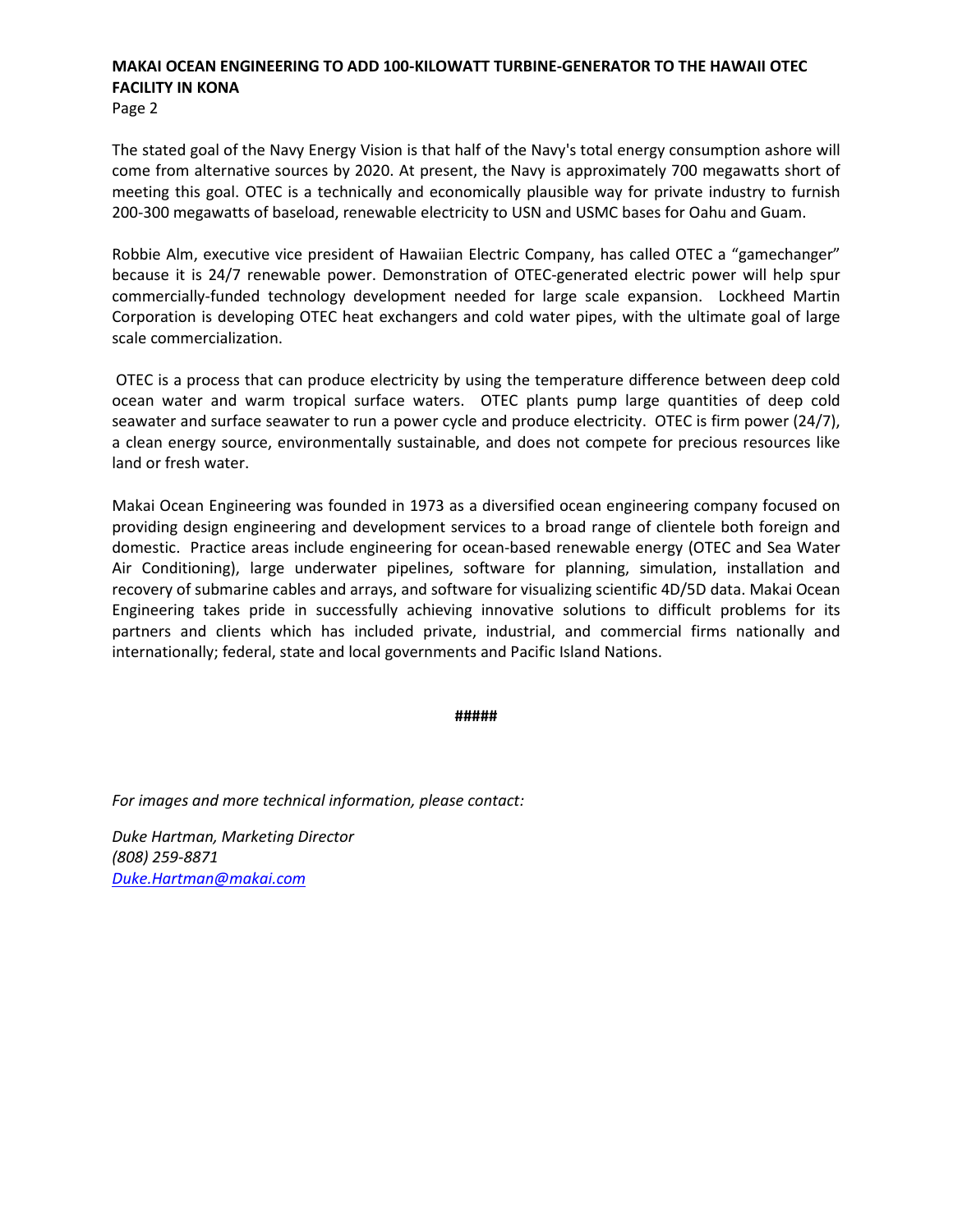The stated goal of the Navy Energy Vision is that half of the Navy's total energy consumption ashore will come from alternative sources by 2020. At present, the Navy is approximately 700 megawatts short of meeting this goal. OTEC is a technically and economically plausible way for private industry to furnish 200-300 megawatts of baseload, renewable electricity to USN and USMC bases for Oahu and Guam.

Robbie Alm, executive vice president of Hawaiian Electric Company, has called OTEC a "gamechanger" because it is 24/7 renewable power. Demonstration of OTEC-generated electric power will help spur commercially-funded technology development needed for large scale expansion. Lockheed Martin Corporation is developing OTEC heat exchangers and cold water pipes, with the ultimate goal of large scale commercialization.

OTEC is a process that can produce electricity by using the temperature difference between deep cold ocean water and warm tropical surface waters. OTEC plants pump large quantities of deep cold seawater and surface seawater to run a power cycle and produce electricity. OTEC is firm power (24/7), a clean energy source, environmentally sustainable, and does not compete for precious resources like land or fresh water.

Makai Ocean Engineering was founded in 1973 as a diversified ocean engineering company focused on providing design engineering and development services to a broad range of clientele both foreign and domestic. Practice areas include engineering for ocean-based renewable energy (OTEC and Sea Water Air Conditioning), large underwater pipelines, software for planning, simulation, installation and recovery of submarine cables and arrays, and software for visualizing scientific 4D/5D data. Makai Ocean Engineering takes pride in successfully achieving innovative solutions to difficult problems for its partners and clients which has included private, industrial, and commercial firms nationally and internationally; federal, state and local governments and Pacific Island Nations.

**#####**

*For images and more technical information, please contact:*

*Duke Hartman, Marketing Director*
*(808) 259-8871*
*Duke.Hartman@makai.com*